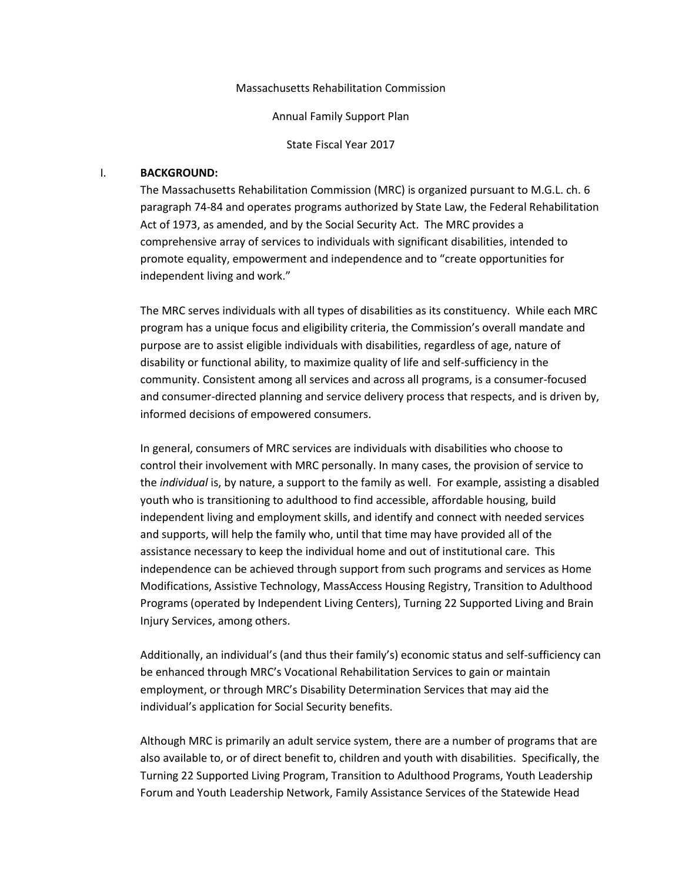Massachusetts Rehabilitation Commission

Annual Family Support Plan

State Fiscal Year 2017

## I. BACKGROUND:

The Massachusetts Rehabilitation Commission (MRC) is organized pursuant to M.G.L. ch. 6 paragraph 74-84 and operates programs authorized by State Law, the Federal Rehabilitation Act of 1973, as amended, and by the Social Security Act. The MRC provides a comprehensive array of services to individuals with significant disabilities, intended to promote equality, empowerment and independence and to "create opportunities for independent living and work."

The MRC serves individuals with all types of disabilities as its constituency. While each MRC program has a unique focus and eligibility criteria, the Commission's overall mandate and purpose are to assist eligible individuals with disabilities, regardless of age, nature of disability or functional ability, to maximize quality of life and self-sufficiency in the community. Consistent among all services and across all programs, is a consumer-focused and consumer-directed planning and service delivery process that respects, and is driven by, informed decisions of empowered consumers.

In general, consumers of MRC services are individuals with disabilities who choose to control their involvement with MRC personally. In many cases, the provision of service to the *individual* is, by nature, a support to the family as well. For example, assisting a disabled youth who is transitioning to adulthood to find accessible, affordable housing, build independent living and employment skills, and identify and connect with needed services and supports, will help the family who, until that time may have provided all of the assistance necessary to keep the individual home and out of institutional care. This independence can be achieved through support from such programs and services as Home Modifications, Assistive Technology, MassAccess Housing Registry, Transition to Adulthood Programs (operated by Independent Living Centers), Turning 22 Supported Living and Brain Injury Services, among others.

Additionally, an individual's (and thus their family's) economic status and self-sufficiency can be enhanced through MRC's Vocational Rehabilitation Services to gain or maintain employment, or through MRC's Disability Determination Services that may aid the individual's application for Social Security benefits.

Although MRC is primarily an adult service system, there are a number of programs that are also available to, or of direct benefit to, children and youth with disabilities. Specifically, the Turning 22 Supported Living Program, Transition to Adulthood Programs, Youth Leadership Forum and Youth Leadership Network, Family Assistance Services of the Statewide Head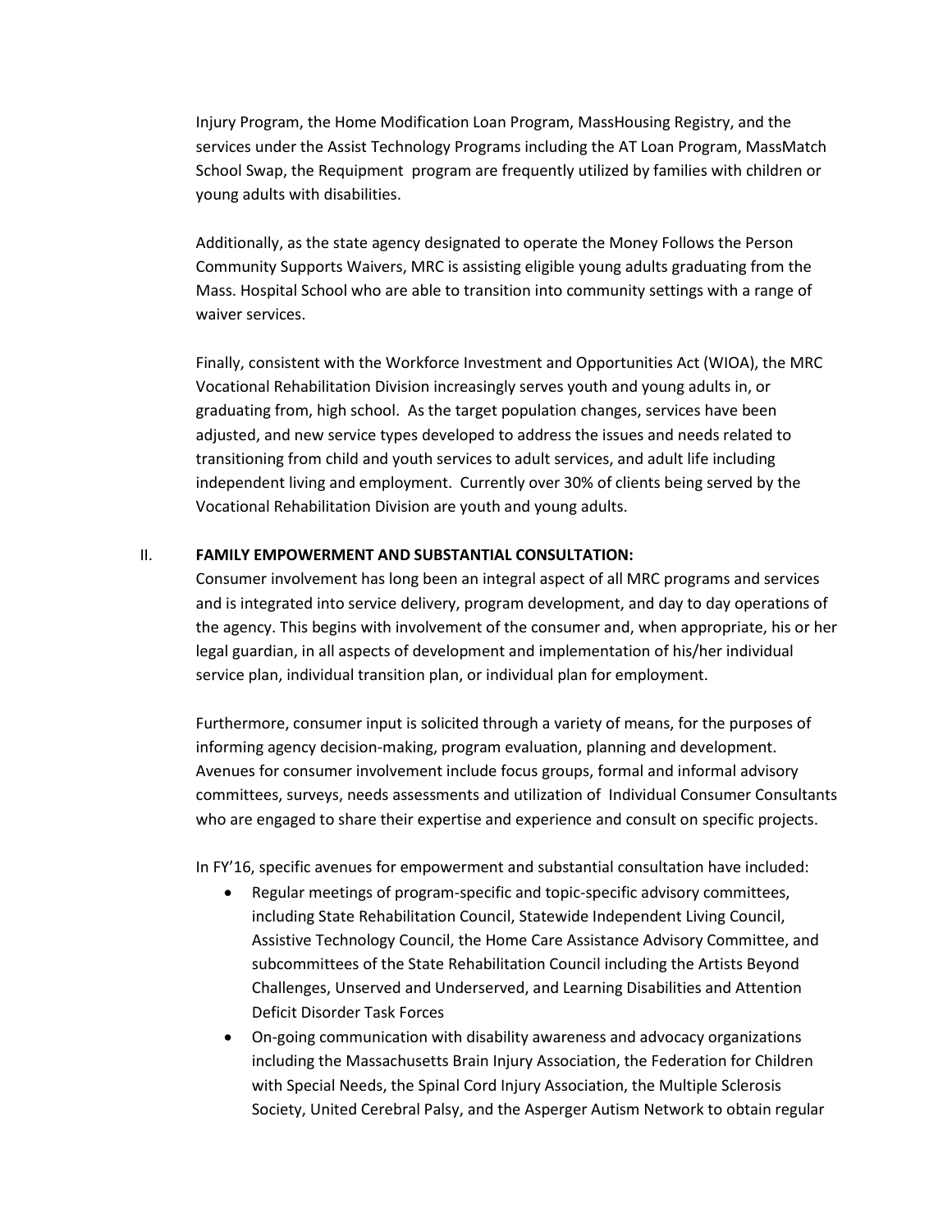Injury Program, the Home Modification Loan Program, MassHousing Registry, and the services under the Assist Technology Programs including the AT Loan Program, MassMatch School Swap, the Requipment program are frequently utilized by families with children or young adults with disabilities.

Additionally, as the state agency designated to operate the Money Follows the Person Community Supports Waivers, MRC is assisting eligible young adults graduating from the Mass. Hospital School who are able to transition into community settings with a range of waiver services.

Finally, consistent with the Workforce Investment and Opportunities Act (WIOA), the MRC Vocational Rehabilitation Division increasingly serves youth and young adults in, or graduating from, high school. As the target population changes, services have been adjusted, and new service types developed to address the issues and needs related to transitioning from child and youth services to adult services, and adult life including independent living and employment. Currently over 30% of clients being served by the Vocational Rehabilitation Division are youth and young adults.

## II. FAMILY EMPOWERMENT AND SUBSTANTIAL CONSULTATION:

Consumer involvement has long been an integral aspect of all MRC programs and services and is integrated into service delivery, program development, and day to day operations of the agency. This begins with involvement of the consumer and, when appropriate, his or her legal guardian, in all aspects of development and implementation of his/her individual service plan, individual transition plan, or individual plan for employment.

Furthermore, consumer input is solicited through a variety of means, for the purposes of informing agency decision-making, program evaluation, planning and development. Avenues for consumer involvement include focus groups, formal and informal advisory committees, surveys, needs assessments and utilization of Individual Consumer Consultants who are engaged to share their expertise and experience and consult on specific projects.

In FY'16, specific avenues for empowerment and substantial consultation have included:

- Regular meetings of program-specific and topic-specific advisory committees, including State Rehabilitation Council, Statewide Independent Living Council, Assistive Technology Council, the Home Care Assistance Advisory Committee, and subcommittees of the State Rehabilitation Council including the Artists Beyond Challenges, Unserved and Underserved, and Learning Disabilities and Attention Deficit Disorder Task Forces
- On-going communication with disability awareness and advocacy organizations including the Massachusetts Brain Injury Association, the Federation for Children with Special Needs, the Spinal Cord Injury Association, the Multiple Sclerosis Society, United Cerebral Palsy, and the Asperger Autism Network to obtain regular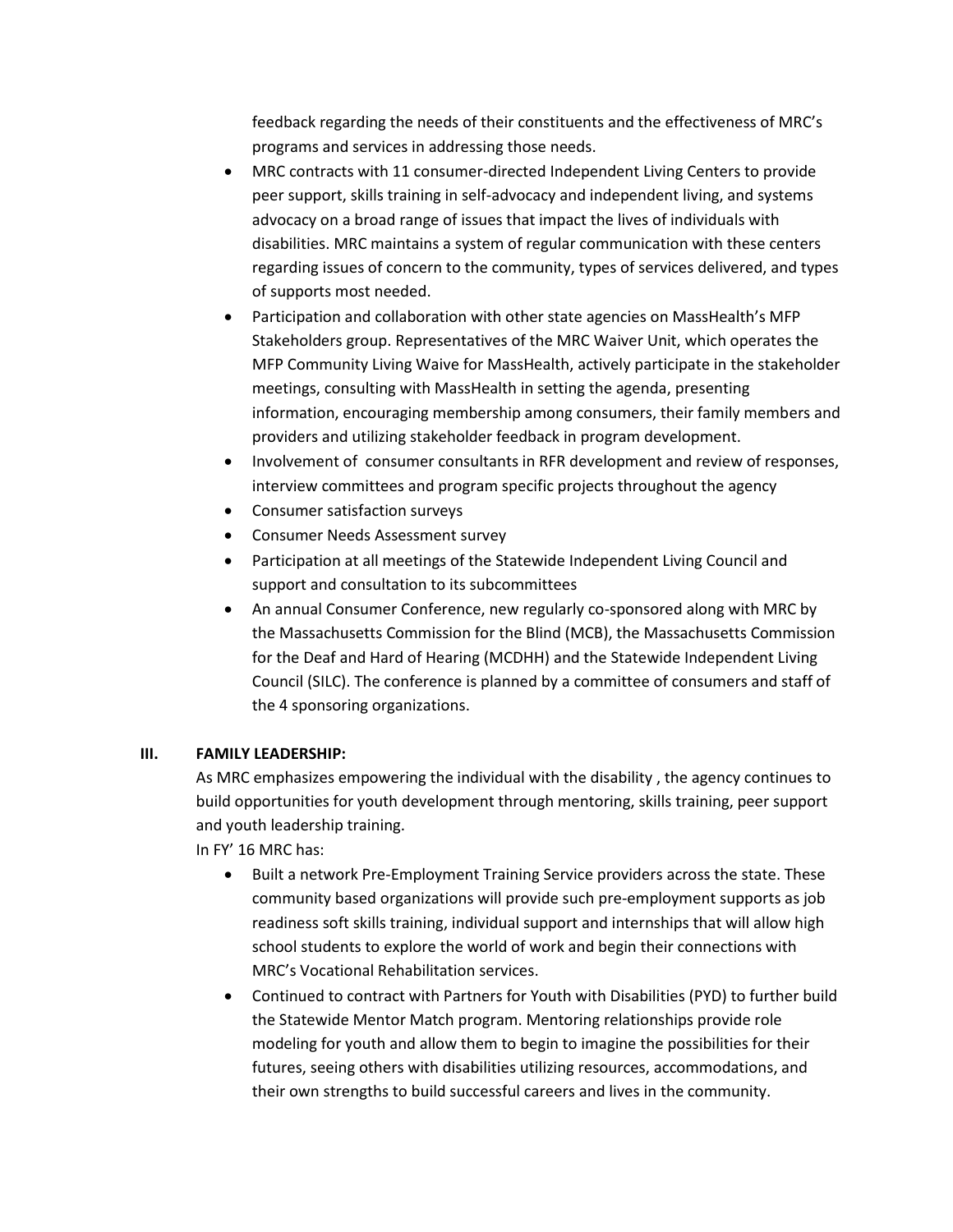feedback regarding the needs of their constituents and the effectiveness of MRC's programs and services in addressing those needs.

- MRC contracts with 11 consumer-directed Independent Living Centers to provide peer support, skills training in self-advocacy and independent living, and systems advocacy on a broad range of issues that impact the lives of individuals with disabilities. MRC maintains a system of regular communication with these centers regarding issues of concern to the community, types of services delivered, and types of supports most needed.
- Participation and collaboration with other state agencies on MassHealth's MFP Stakeholders group. Representatives of the MRC Waiver Unit, which operates the MFP Community Living Waive for MassHealth, actively participate in the stakeholder meetings, consulting with MassHealth in setting the agenda, presenting information, encouraging membership among consumers, their family members and providers and utilizing stakeholder feedback in program development.
- Involvement of consumer consultants in RFR development and review of responses, interview committees and program specific projects throughout the agency
- Consumer satisfaction surveys
- Consumer Needs Assessment survey
- Participation at all meetings of the Statewide Independent Living Council and support and consultation to its subcommittees
- An annual Consumer Conference, new regularly co-sponsored along with MRC by the Massachusetts Commission for the Blind (MCB), the Massachusetts Commission for the Deaf and Hard of Hearing (MCDHH) and the Statewide Independent Living Council (SILC). The conference is planned by a committee of consumers and staff of the 4 sponsoring organizations.

## III. FAMILY LEADERSHIP:

As MRC emphasizes empowering the individual with the disability , the agency continues to build opportunities for youth development through mentoring, skills training, peer support and youth leadership training.

In FY' 16 MRC has:

- Built a network Pre-Employment Training Service providers across the state. These community based organizations will provide such pre-employment supports as job readiness soft skills training, individual support and internships that will allow high school students to explore the world of work and begin their connections with MRC's Vocational Rehabilitation services.
- Continued to contract with Partners for Youth with Disabilities (PYD) to further build the Statewide Mentor Match program. Mentoring relationships provide role modeling for youth and allow them to begin to imagine the possibilities for their futures, seeing others with disabilities utilizing resources, accommodations, and their own strengths to build successful careers and lives in the community.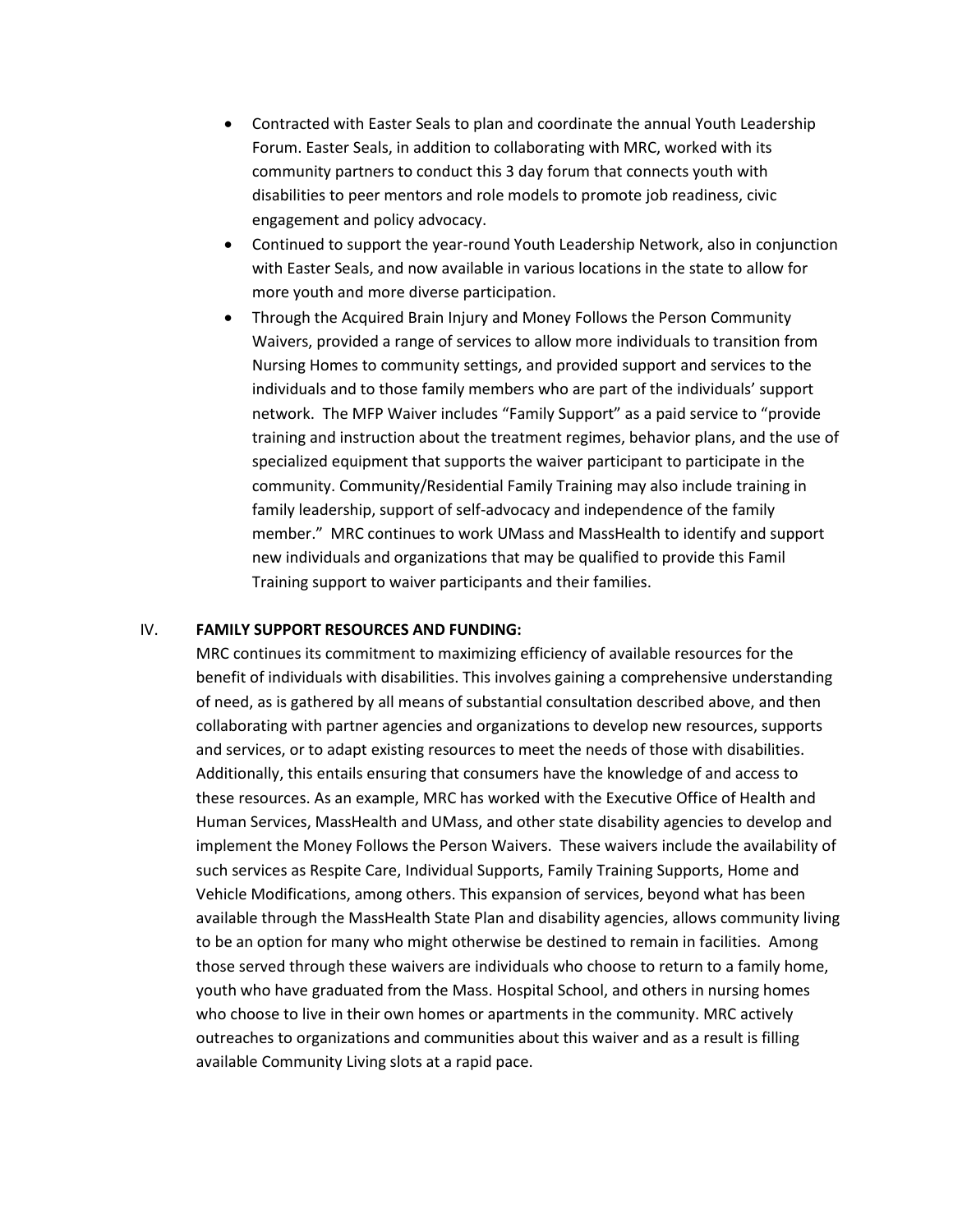- Contracted with Easter Seals to plan and coordinate the annual Youth Leadership Forum. Easter Seals, in addition to collaborating with MRC, worked with its community partners to conduct this 3 day forum that connects youth with disabilities to peer mentors and role models to promote job readiness, civic engagement and policy advocacy.
- Continued to support the year-round Youth Leadership Network, also in conjunction with Easter Seals, and now available in various locations in the state to allow for more youth and more diverse participation.
- Through the Acquired Brain Injury and Money Follows the Person Community Waivers, provided a range of services to allow more individuals to transition from Nursing Homes to community settings, and provided support and services to the individuals and to those family members who are part of the individuals' support network. The MFP Waiver includes "Family Support" as a paid service to "provide training and instruction about the treatment regimes, behavior plans, and the use of specialized equipment that supports the waiver participant to participate in the community. Community/Residential Family Training may also include training in family leadership, support of self-advocacy and independence of the family member." MRC continues to work UMass and MassHealth to identify and support new individuals and organizations that may be qualified to provide this Famil Training support to waiver participants and their families.

## IV. FAMILY SUPPORT RESOURCES AND FUNDING:

MRC continues its commitment to maximizing efficiency of available resources for the benefit of individuals with disabilities. This involves gaining a comprehensive understanding of need, as is gathered by all means of substantial consultation described above, and then collaborating with partner agencies and organizations to develop new resources, supports and services, or to adapt existing resources to meet the needs of those with disabilities. Additionally, this entails ensuring that consumers have the knowledge of and access to these resources. As an example, MRC has worked with the Executive Office of Health and Human Services, MassHealth and UMass, and other state disability agencies to develop and implement the Money Follows the Person Waivers. These waivers include the availability of such services as Respite Care, Individual Supports, Family Training Supports, Home and Vehicle Modifications, among others. This expansion of services, beyond what has been available through the MassHealth State Plan and disability agencies, allows community living to be an option for many who might otherwise be destined to remain in facilities. Among those served through these waivers are individuals who choose to return to a family home, youth who have graduated from the Mass. Hospital School, and others in nursing homes who choose to live in their own homes or apartments in the community. MRC actively outreaches to organizations and communities about this waiver and as a result is filling available Community Living slots at a rapid pace.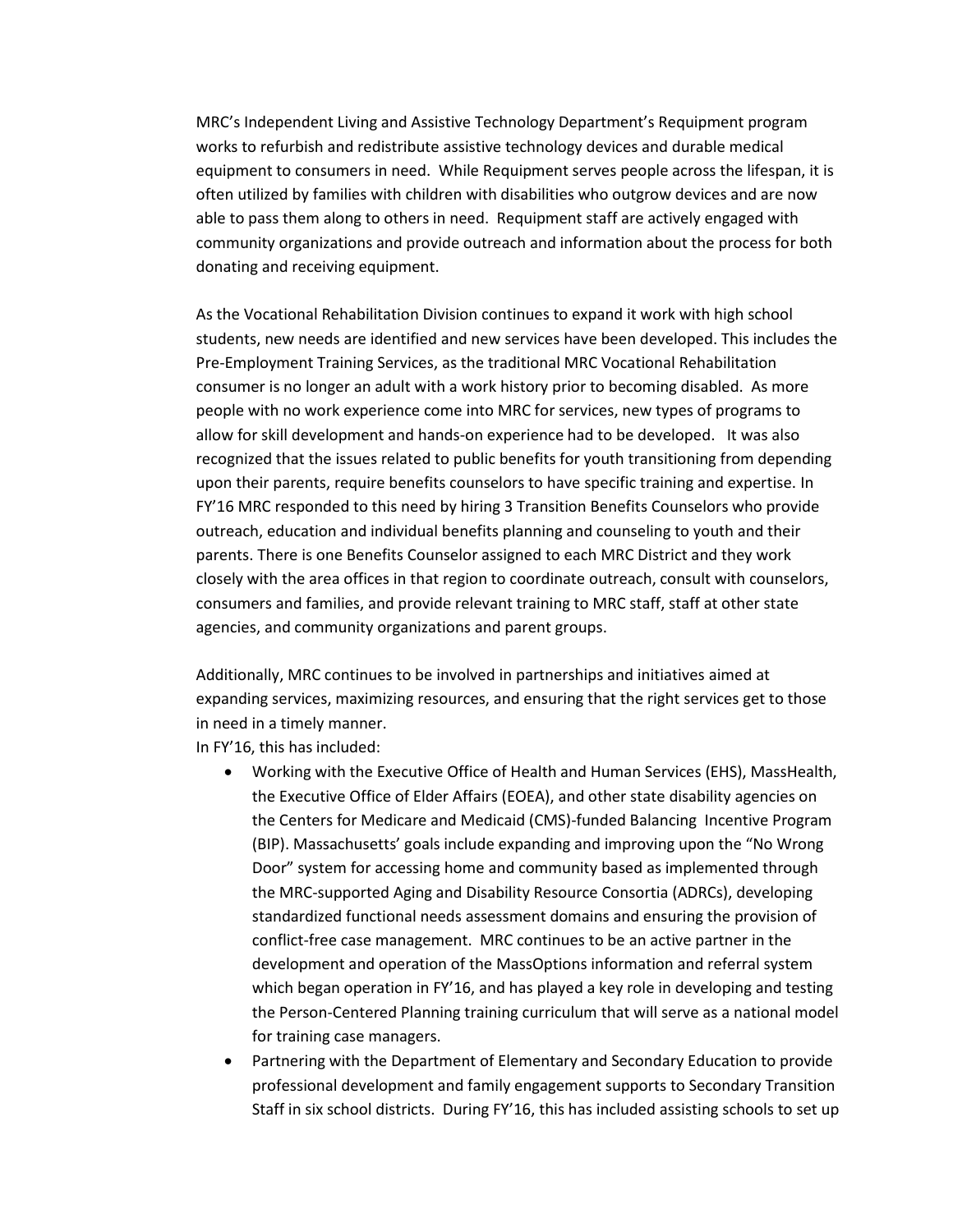MRC's Independent Living and Assistive Technology Department's Requipment program works to refurbish and redistribute assistive technology devices and durable medical equipment to consumers in need. While Requipment serves people across the lifespan, it is often utilized by families with children with disabilities who outgrow devices and are now able to pass them along to others in need. Requipment staff are actively engaged with community organizations and provide outreach and information about the process for both donating and receiving equipment.

As the Vocational Rehabilitation Division continues to expand it work with high school students, new needs are identified and new services have been developed. This includes the Pre-Employment Training Services, as the traditional MRC Vocational Rehabilitation consumer is no longer an adult with a work history prior to becoming disabled. As more people with no work experience come into MRC for services, new types of programs to allow for skill development and hands-on experience had to be developed. It was also recognized that the issues related to public benefits for youth transitioning from depending upon their parents, require benefits counselors to have specific training and expertise. In FY'16 MRC responded to this need by hiring 3 Transition Benefits Counselors who provide outreach, education and individual benefits planning and counseling to youth and their parents. There is one Benefits Counselor assigned to each MRC District and they work closely with the area offices in that region to coordinate outreach, consult with counselors, consumers and families, and provide relevant training to MRC staff, staff at other state agencies, and community organizations and parent groups.

Additionally, MRC continues to be involved in partnerships and initiatives aimed at expanding services, maximizing resources, and ensuring that the right services get to those in need in a timely manner.
In FY'16, this has included:

- Working with the Executive Office of Health and Human Services (EHS), MassHealth, the Executive Office of Elder Affairs (EOEA), and other state disability agencies on the Centers for Medicare and Medicaid (CMS)-funded Balancing Incentive Program (BIP). Massachusetts' goals include expanding and improving upon the "No Wrong Door" system for accessing home and community based as implemented through the MRC-supported Aging and Disability Resource Consortia (ADRCs), developing standardized functional needs assessment domains and ensuring the provision of conflict-free case management. MRC continues to be an active partner in the development and operation of the MassOptions information and referral system which began operation in FY'16, and has played a key role in developing and testing the Person-Centered Planning training curriculum that will serve as a national model for training case managers.
- Partnering with the Department of Elementary and Secondary Education to provide professional development and family engagement supports to Secondary Transition Staff in six school districts. During FY'16, this has included assisting schools to set up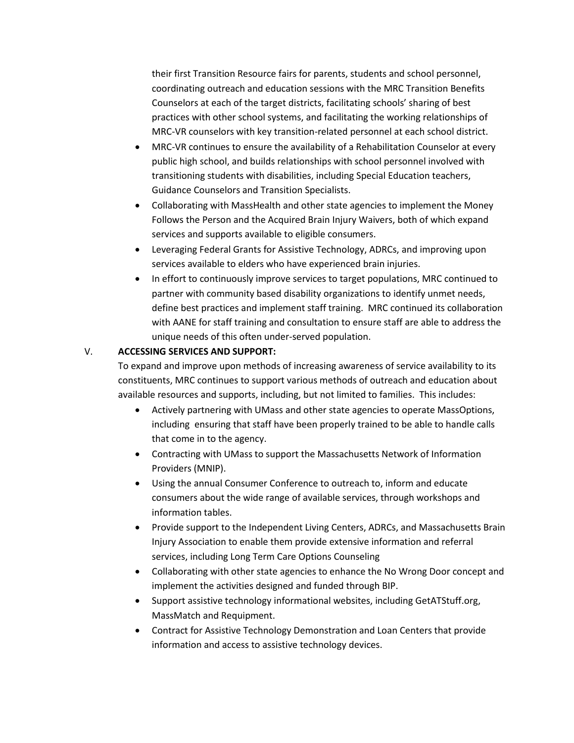their first Transition Resource fairs for parents, students and school personnel, coordinating outreach and education sessions with the MRC Transition Benefits Counselors at each of the target districts, facilitating schools' sharing of best practices with other school systems, and facilitating the working relationships of MRC-VR counselors with key transition-related personnel at each school district.

- MRC-VR continues to ensure the availability of a Rehabilitation Counselor at every public high school, and builds relationships with school personnel involved with transitioning students with disabilities, including Special Education teachers, Guidance Counselors and Transition Specialists.
- Collaborating with MassHealth and other state agencies to implement the Money Follows the Person and the Acquired Brain Injury Waivers, both of which expand services and supports available to eligible consumers.
- Leveraging Federal Grants for Assistive Technology, ADRCs, and improving upon services available to elders who have experienced brain injuries.
- In effort to continuously improve services to target populations, MRC continued to partner with community based disability organizations to identify unmet needs, define best practices and implement staff training. MRC continued its collaboration with AANE for staff training and consultation to ensure staff are able to address the unique needs of this often under-served population.

V. **ACCESSING SERVICES AND SUPPORT:**

To expand and improve upon methods of increasing awareness of service availability to its constituents, MRC continues to support various methods of outreach and education about available resources and supports, including, but not limited to families. This includes:

- Actively partnering with UMass and other state agencies to operate MassOptions, including ensuring that staff have been properly trained to be able to handle calls that come in to the agency.
- Contracting with UMass to support the Massachusetts Network of Information Providers (MNIP).
- Using the annual Consumer Conference to outreach to, inform and educate consumers about the wide range of available services, through workshops and information tables.
- Provide support to the Independent Living Centers, ADRCs, and Massachusetts Brain Injury Association to enable them provide extensive information and referral services, including Long Term Care Options Counseling
- Collaborating with other state agencies to enhance the No Wrong Door concept and implement the activities designed and funded through BIP.
- Support assistive technology informational websites, including GetATStuff.org, MassMatch and Requipment.
- Contract for Assistive Technology Demonstration and Loan Centers that provide information and access to assistive technology devices.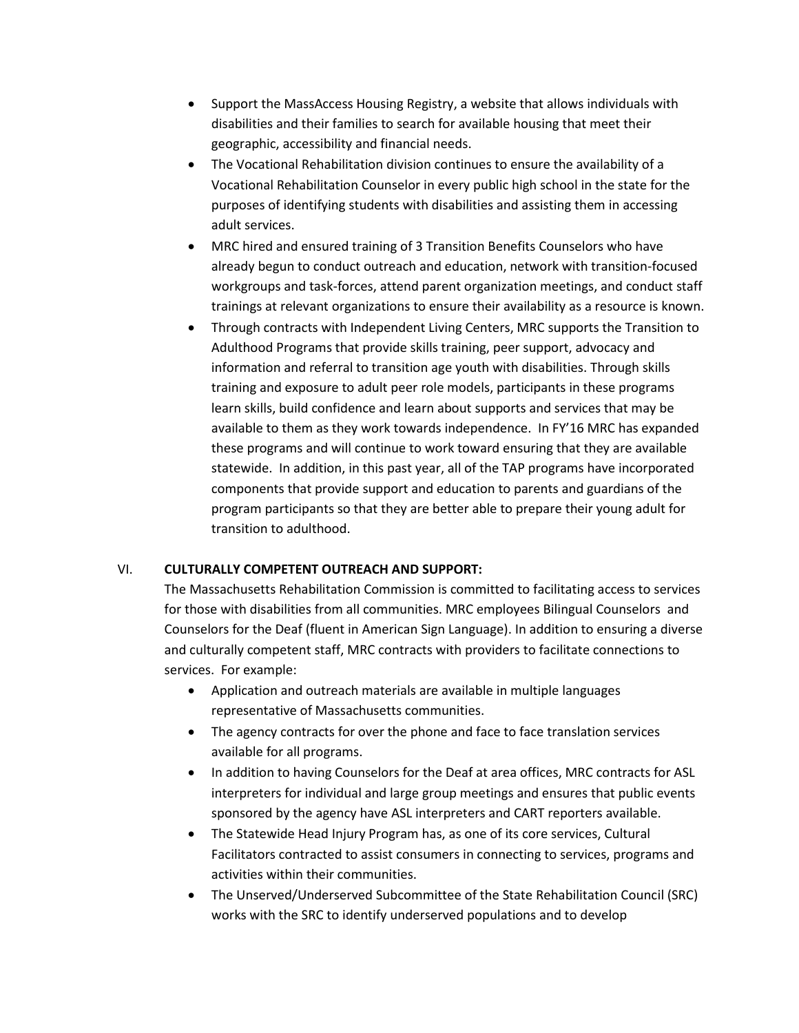- Support the MassAccess Housing Registry, a website that allows individuals with disabilities and their families to search for available housing that meet their geographic, accessibility and financial needs.
- The Vocational Rehabilitation division continues to ensure the availability of a Vocational Rehabilitation Counselor in every public high school in the state for the purposes of identifying students with disabilities and assisting them in accessing adult services.
- MRC hired and ensured training of 3 Transition Benefits Counselors who have already begun to conduct outreach and education, network with transition-focused workgroups and task-forces, attend parent organization meetings, and conduct staff trainings at relevant organizations to ensure their availability as a resource is known.
- Through contracts with Independent Living Centers, MRC supports the Transition to Adulthood Programs that provide skills training, peer support, advocacy and information and referral to transition age youth with disabilities. Through skills training and exposure to adult peer role models, participants in these programs learn skills, build confidence and learn about supports and services that may be available to them as they work towards independence. In FY'16 MRC has expanded these programs and will continue to work toward ensuring that they are available statewide. In addition, in this past year, all of the TAP programs have incorporated components that provide support and education to parents and guardians of the program participants so that they are better able to prepare their young adult for transition to adulthood.

## VI. CULTURALLY COMPETENT OUTREACH AND SUPPORT:

The Massachusetts Rehabilitation Commission is committed to facilitating access to services for those with disabilities from all communities. MRC employees Bilingual Counselors and Counselors for the Deaf (fluent in American Sign Language). In addition to ensuring a diverse and culturally competent staff, MRC contracts with providers to facilitate connections to services. For example:

- Application and outreach materials are available in multiple languages representative of Massachusetts communities.
- The agency contracts for over the phone and face to face translation services available for all programs.
- In addition to having Counselors for the Deaf at area offices, MRC contracts for ASL interpreters for individual and large group meetings and ensures that public events sponsored by the agency have ASL interpreters and CART reporters available.
- The Statewide Head Injury Program has, as one of its core services, Cultural Facilitators contracted to assist consumers in connecting to services, programs and activities within their communities.
- The Unserved/Underserved Subcommittee of the State Rehabilitation Council (SRC) works with the SRC to identify underserved populations and to develop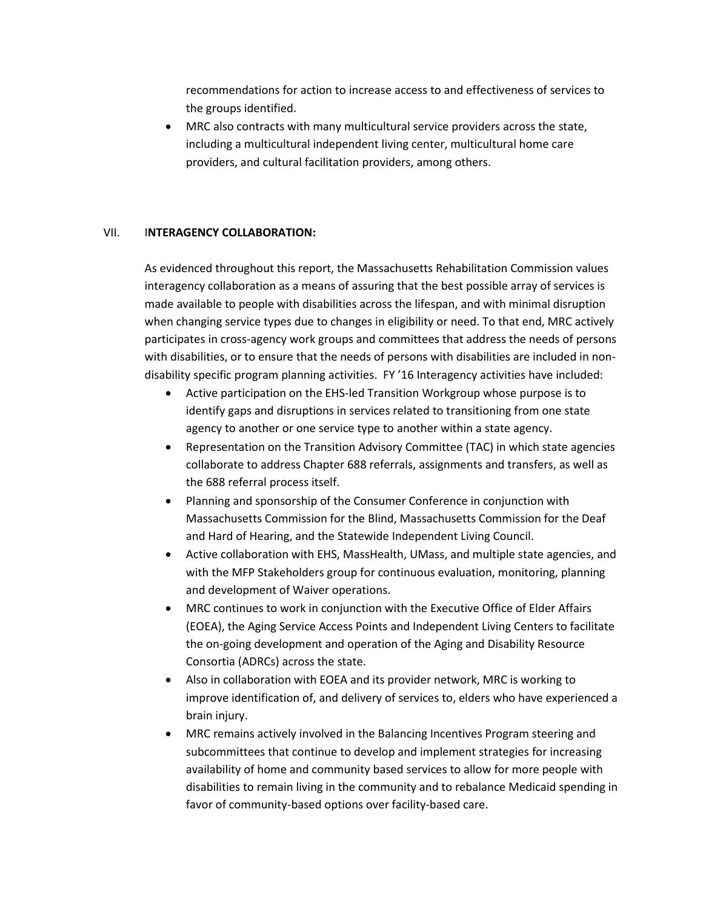recommendations for action to increase access to and effectiveness of services to the groups identified.

- MRC also contracts with many multicultural service providers across the state, including a multicultural independent living center, multicultural home care providers, and cultural facilitation providers, among others.

## VII. INTERAGENCY COLLABORATION:

As evidenced throughout this report, the Massachusetts Rehabilitation Commission values interagency collaboration as a means of assuring that the best possible array of services is made available to people with disabilities across the lifespan, and with minimal disruption when changing service types due to changes in eligibility or need. To that end, MRC actively participates in cross-agency work groups and committees that address the needs of persons with disabilities, or to ensure that the needs of persons with disabilities are included in non-disability specific program planning activities. FY '16 Interagency activities have included:

- Active participation on the EHS-led Transition Workgroup whose purpose is to identify gaps and disruptions in services related to transitioning from one state agency to another or one service type to another within a state agency.
- Representation on the Transition Advisory Committee (TAC) in which state agencies collaborate to address Chapter 688 referrals, assignments and transfers, as well as the 688 referral process itself.
- Planning and sponsorship of the Consumer Conference in conjunction with Massachusetts Commission for the Blind, Massachusetts Commission for the Deaf and Hard of Hearing, and the Statewide Independent Living Council.
- Active collaboration with EHS, MassHealth, UMass, and multiple state agencies, and with the MFP Stakeholders group for continuous evaluation, monitoring, planning and development of Waiver operations.
- MRC continues to work in conjunction with the Executive Office of Elder Affairs (EOEA), the Aging Service Access Points and Independent Living Centers to facilitate the on-going development and operation of the Aging and Disability Resource Consortia (ADRCs) across the state.
- Also in collaboration with EOEA and its provider network, MRC is working to improve identification of, and delivery of services to, elders who have experienced a brain injury.
- MRC remains actively involved in the Balancing Incentives Program steering and subcommittees that continue to develop and implement strategies for increasing availability of home and community based services to allow for more people with disabilities to remain living in the community and to rebalance Medicaid spending in favor of community-based options over facility-based care.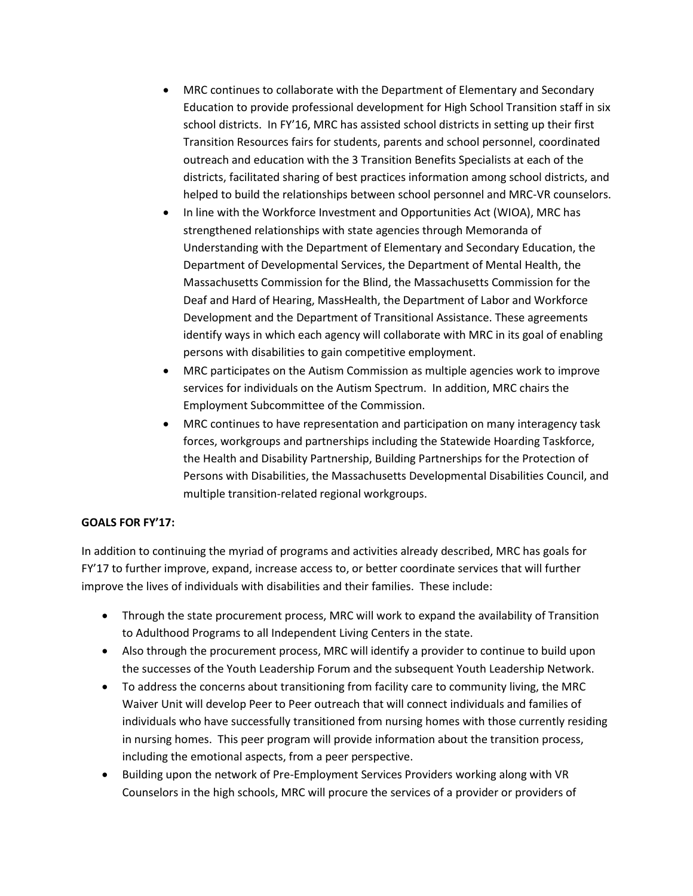- MRC continues to collaborate with the Department of Elementary and Secondary Education to provide professional development for High School Transition staff in six school districts. In FY'16, MRC has assisted school districts in setting up their first Transition Resources fairs for students, parents and school personnel, coordinated outreach and education with the 3 Transition Benefits Specialists at each of the districts, facilitated sharing of best practices information among school districts, and helped to build the relationships between school personnel and MRC-VR counselors.
- In line with the Workforce Investment and Opportunities Act (WIOA), MRC has strengthened relationships with state agencies through Memoranda of Understanding with the Department of Elementary and Secondary Education, the Department of Developmental Services, the Department of Mental Health, the Massachusetts Commission for the Blind, the Massachusetts Commission for the Deaf and Hard of Hearing, MassHealth, the Department of Labor and Workforce Development and the Department of Transitional Assistance. These agreements identify ways in which each agency will collaborate with MRC in its goal of enabling persons with disabilities to gain competitive employment.
- MRC participates on the Autism Commission as multiple agencies work to improve services for individuals on the Autism Spectrum. In addition, MRC chairs the Employment Subcommittee of the Commission.
- MRC continues to have representation and participation on many interagency task forces, workgroups and partnerships including the Statewide Hoarding Taskforce, the Health and Disability Partnership, Building Partnerships for the Protection of Persons with Disabilities, the Massachusetts Developmental Disabilities Council, and multiple transition-related regional workgroups.

**GOALS FOR FY'17:**

In addition to continuing the myriad of programs and activities already described, MRC has goals for FY'17 to further improve, expand, increase access to, or better coordinate services that will further improve the lives of individuals with disabilities and their families. These include:

- Through the state procurement process, MRC will work to expand the availability of Transition to Adulthood Programs to all Independent Living Centers in the state.
- Also through the procurement process, MRC will identify a provider to continue to build upon the successes of the Youth Leadership Forum and the subsequent Youth Leadership Network.
- To address the concerns about transitioning from facility care to community living, the MRC Waiver Unit will develop Peer to Peer outreach that will connect individuals and families of individuals who have successfully transitioned from nursing homes with those currently residing in nursing homes. This peer program will provide information about the transition process, including the emotional aspects, from a peer perspective.
- Building upon the network of Pre-Employment Services Providers working along with VR Counselors in the high schools, MRC will procure the services of a provider or providers of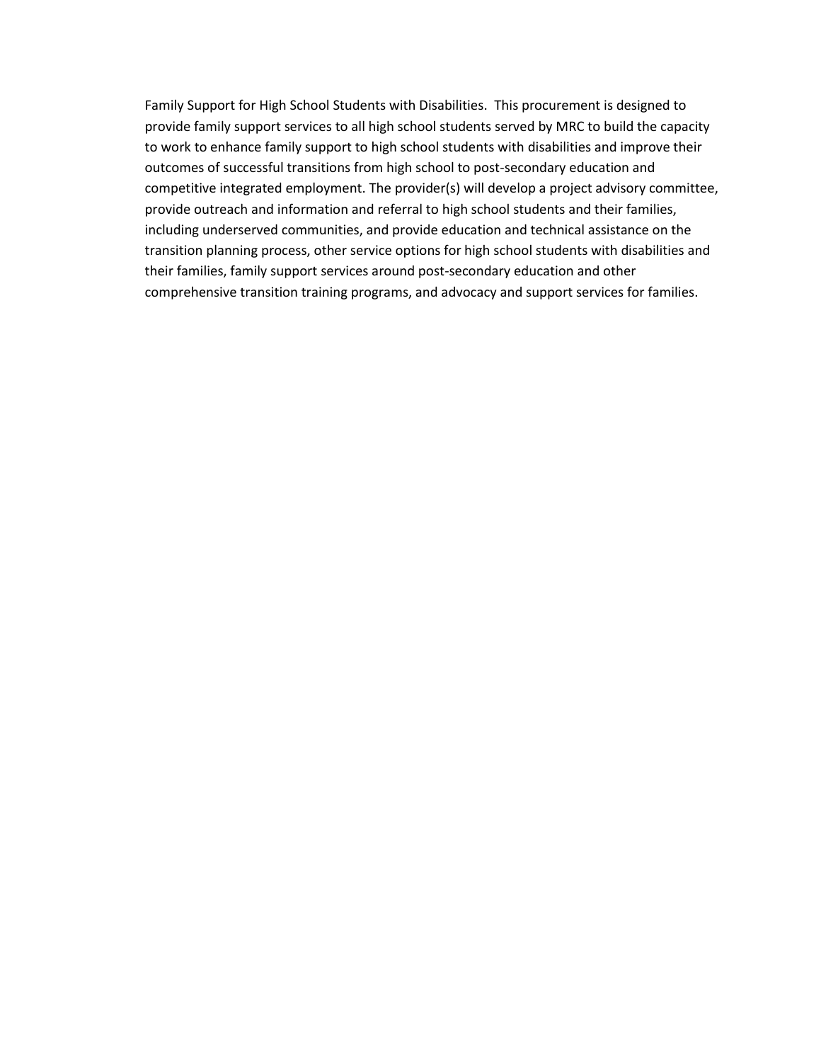Family Support for High School Students with Disabilities. This procurement is designed to provide family support services to all high school students served by MRC to build the capacity to work to enhance family support to high school students with disabilities and improve their outcomes of successful transitions from high school to post-secondary education and competitive integrated employment. The provider(s) will develop a project advisory committee, provide outreach and information and referral to high school students and their families, including underserved communities, and provide education and technical assistance on the transition planning process, other service options for high school students with disabilities and their families, family support services around post-secondary education and other comprehensive transition training programs, and advocacy and support services for families.